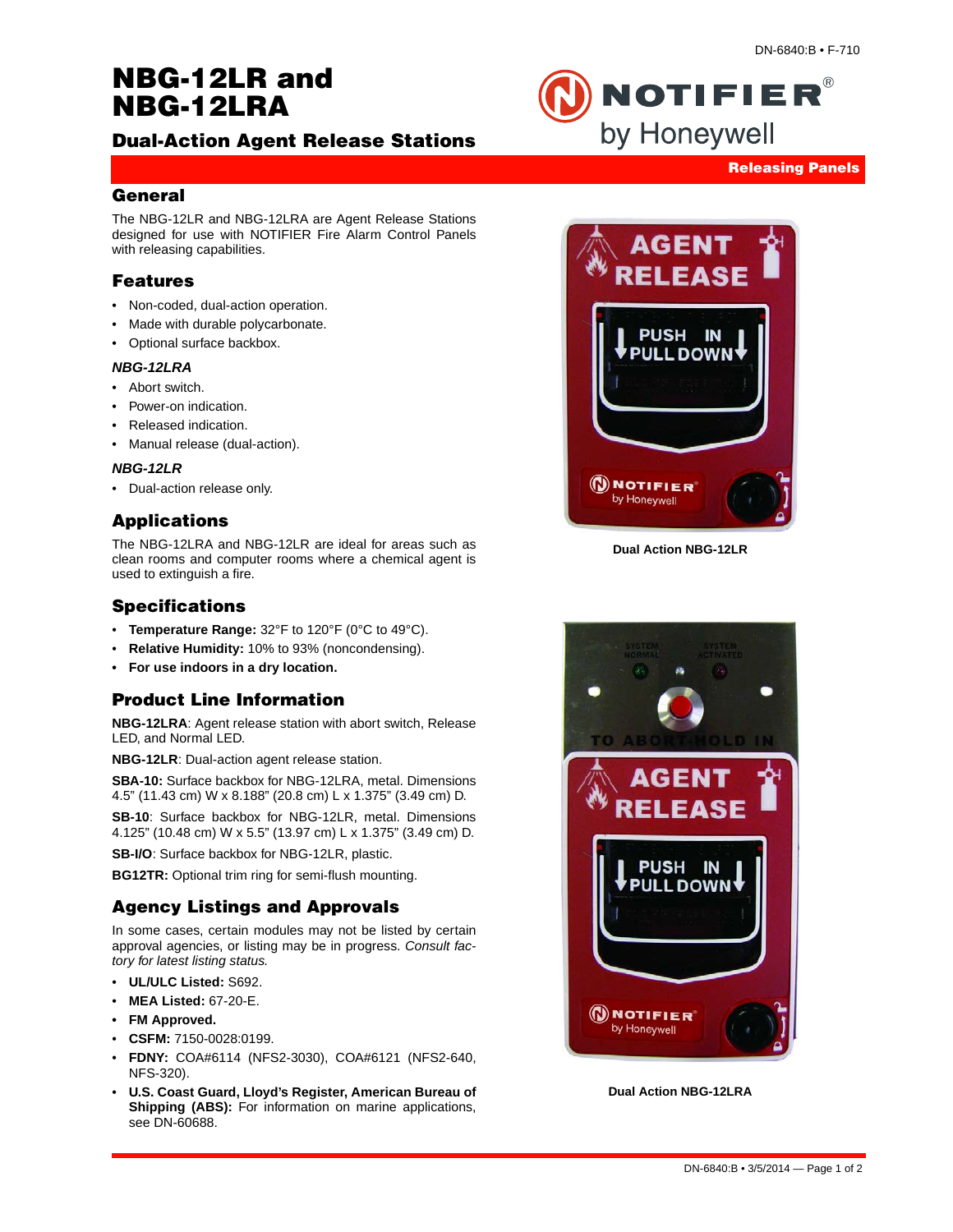# NBG-12LR and NBG-12LRA

## Dual-Action Agent Release Stations

Releasing Panels

## General

The NBG-12LR and NBG-12LRA are Agent Release Stations designed for use with NOTIFIER Fire Alarm Control Panels with releasing capabilities.

## Features

- Non-coded, dual-action operation.
- Made with durable polycarbonate.
- Optional surface backbox.

### *NBG-12LRA*

- Abort switch.
- Power-on indication.
- Released indication.
- Manual release (dual-action).

### *NBG-12LR*

- Dual-action release only.

## Applications

The NBG-12LRA and NBG-12LR are ideal for areas such as clean rooms and computer rooms where a chemical agent is used to extinguish a fire.

## Specifications

- **Temperature Range:** 32°F to 120°F (0°C to 49°C).
- **Relative Humidity:** 10% to 93% (noncondensing).
- **For use indoors in a dry location.**

## Product Line Information

**NBG-12LRA**: Agent release station with abort switch, Release LED, and Normal LED.

**NBG-12LR**: Dual-action agent release station.

**SBA-10:** Surface backbox for NBG-12LRA, metal. Dimensions 4.5" (11.43 cm) W x 8.188" (20.8 cm) L x 1.375" (3.49 cm) D.

**SB-10**: Surface backbox for NBG-12LR, metal. Dimensions 4.125" (10.48 cm) W x 5.5" (13.97 cm) L x 1.375" (3.49 cm) D.

**SB-I/O**: Surface backbox for NBG-12LR, plastic.

**BG12TR:** Optional trim ring for semi-flush mounting.

## Agency Listings and Approvals

In some cases, certain modules may not be listed by certain approval agencies, or listing may be in progress. *Consult factory for latest listing status.*

- **UL/ULC Listed:** S692.
- **MEA Listed:** 67-20-E.
- **FM Approved.**
- **CSFM:** 7150-0028:0199.
- **FDNY:** COA#6114 (NFS2-3030), COA#6121 (NFS2-640, NFS-320).
- **U.S. Coast Guard, Lloyd's Register, American Bureau of Shipping (ABS):** For information on marine applications, see DN-60688.

**Dual Action NBG-12LR**

**Dual Action NBG-12LRA**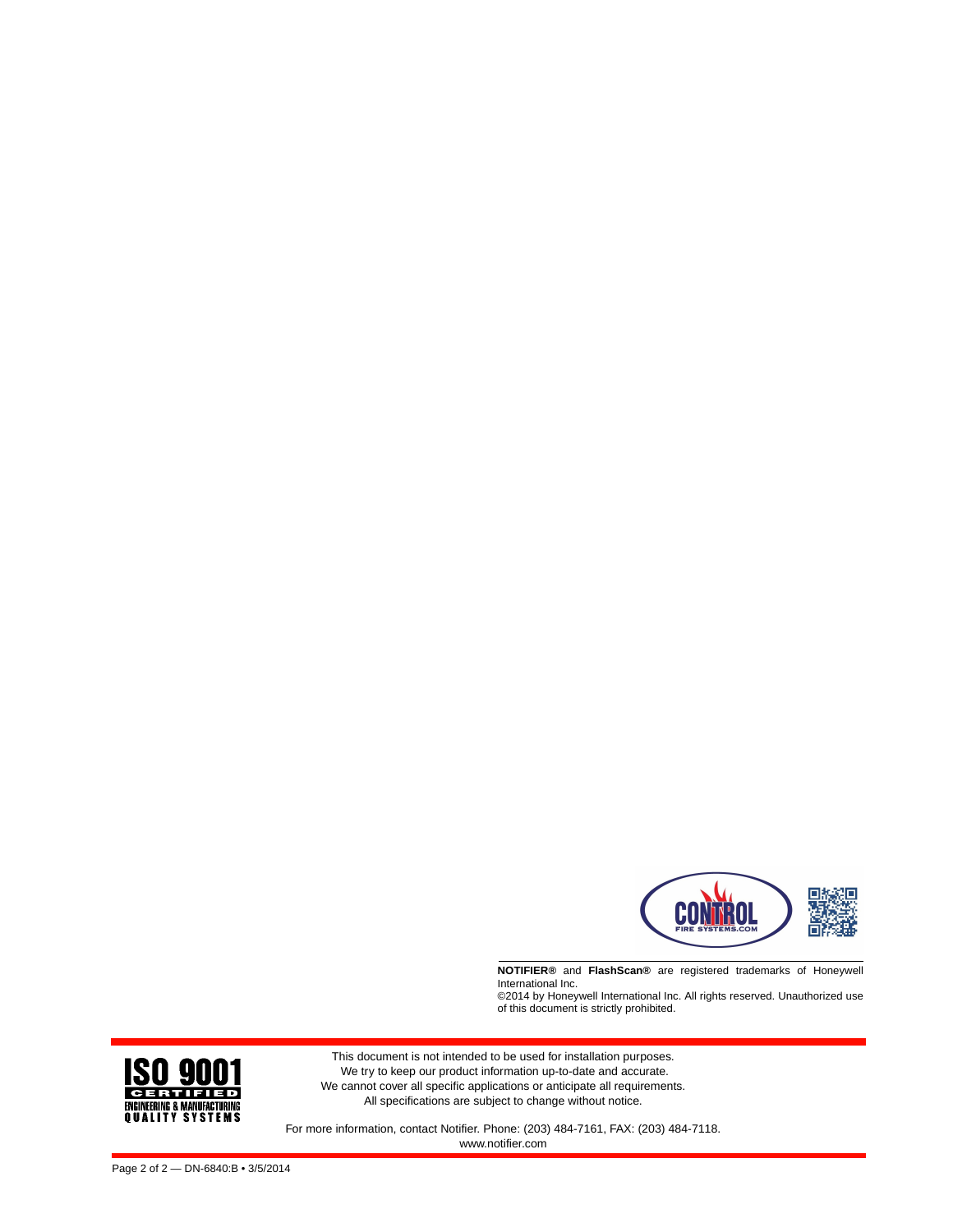**NOTIFIER®** and **FlashScan®** are registered trademarks of Honeywell International Inc.
©2014 by Honeywell International Inc. All rights reserved. Unauthorized use of this document is strictly prohibited.

This document is not intended to be used for installation purposes.
We try to keep our product information up-to-date and accurate.
We cannot cover all specific applications or anticipate all requirements.
All specifications are subject to change without notice.

For more information, contact Notifier. Phone: (203) 484-7161, FAX: (203) 484-7118.
www.notifier.com

Page 2 of 2 — DN-6840:B • 3/5/2014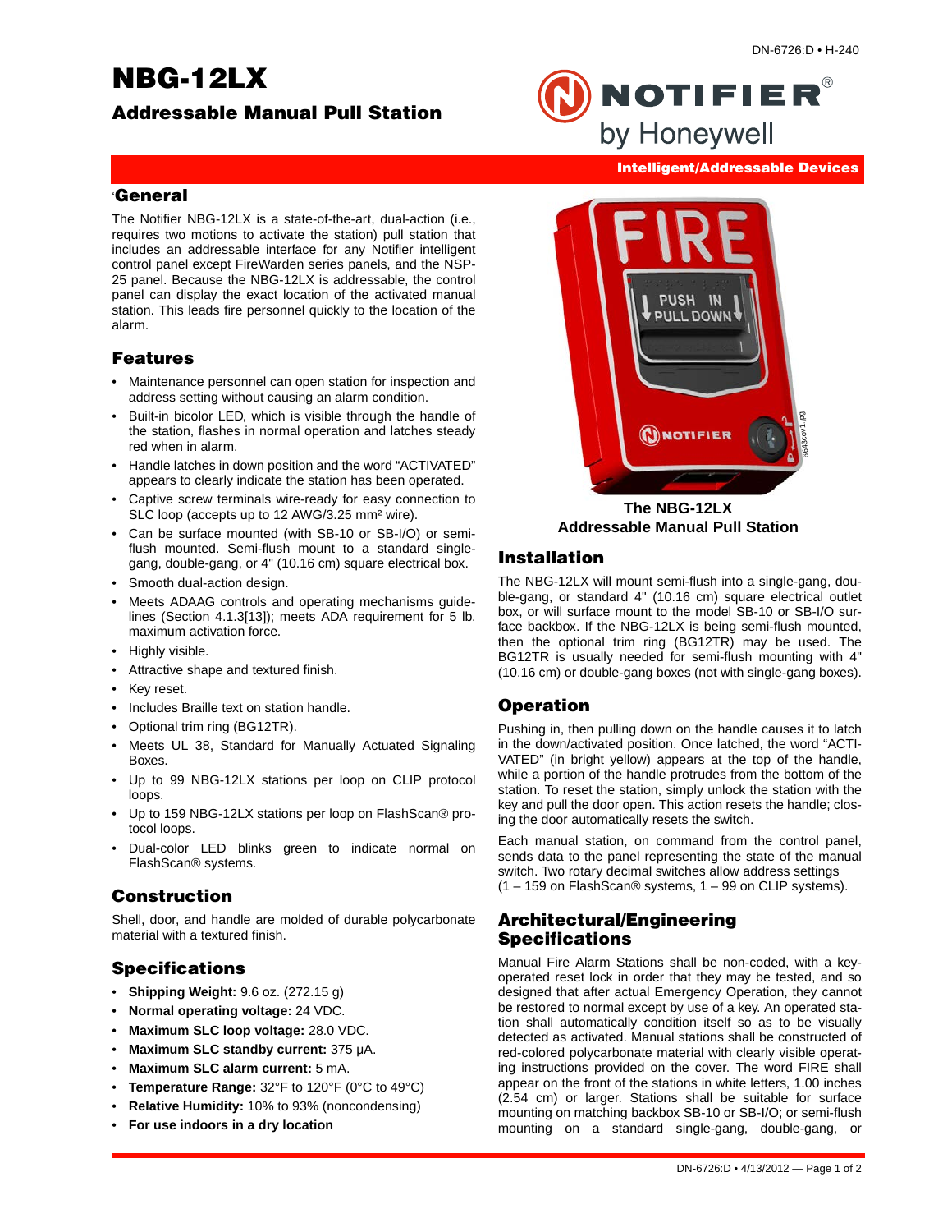# NBG-12LX

## Addressable Manual Pull Station

Intelligent/Addressable Devices

## General

The Notifier NBG-12LX is a state-of-the-art, dual-action (i.e., requires two motions to activate the station) pull station that includes an addressable interface for any Notifier intelligent control panel except FireWarden series panels, and the NSP-25 panel. Because the NBG-12LX is addressable, the control panel can display the exact location of the activated manual station. This leads fire personnel quickly to the location of the alarm.

## Features

- Maintenance personnel can open station for inspection and address setting without causing an alarm condition.
- Built-in bicolor LED, which is visible through the handle of the station, flashes in normal operation and latches steady red when in alarm.
- Handle latches in down position and the word "ACTIVATED" appears to clearly indicate the station has been operated.
- Captive screw terminals wire-ready for easy connection to SLC loop (accepts up to 12 AWG/3.25 mm² wire).
- Can be surface mounted (with SB-10 or SB-I/O) or semi-flush mounted. Semi-flush mount to a standard single-gang, double-gang, or 4" (10.16 cm) square electrical box.
- Smooth dual-action design.
- Meets ADAAG controls and operating mechanisms guidelines (Section 4.1.3[13]); meets ADA requirement for 5 lb. maximum activation force.
- Highly visible.
- Attractive shape and textured finish.
- Key reset.
- Includes Braille text on station handle.
- Optional trim ring (BG12TR).
- Meets UL 38, Standard for Manually Actuated Signaling Boxes.
- Up to 99 NBG-12LX stations per loop on CLIP protocol loops.
- Up to 159 NBG-12LX stations per loop on FlashScan® protocol loops.
- Dual-color LED blinks green to indicate normal on FlashScan® systems.

## Construction

Shell, door, and handle are molded of durable polycarbonate material with a textured finish.

## Specifications

- **Shipping Weight:** 9.6 oz. (272.15 g)
- **Normal operating voltage:** 24 VDC.
- **Maximum SLC loop voltage:** 28.0 VDC.
- **Maximum SLC standby current:** 375 µA.
- **Maximum SLC alarm current:** 5 mA.
- **Temperature Range:** 32°F to 120°F (0°C to 49°C)
- **Relative Humidity:** 10% to 93% (noncondensing)
- **For use indoors in a dry location**

**The NBG-12LX Addressable Manual Pull Station**

## Installation

The NBG-12LX will mount semi-flush into a single-gang, double-gang, or standard 4" (10.16 cm) square electrical outlet box, or will surface mount to the model SB-10 or SB-I/O surface backbox. If the NBG-12LX is being semi-flush mounted, then the optional trim ring (BG12TR) may be used. The BG12TR is usually needed for semi-flush mounting with 4" (10.16 cm) or double-gang boxes (not with single-gang boxes).

## Operation

Pushing in, then pulling down on the handle causes it to latch in the down/activated position. Once latched, the word "ACTIVATED" (in bright yellow) appears at the top of the handle, while a portion of the handle protrudes from the bottom of the station. To reset the station, simply unlock the station with the key and pull the door open. This action resets the handle; closing the door automatically resets the switch.

Each manual station, on command from the control panel, sends data to the panel representing the state of the manual switch. Two rotary decimal switches allow address settings (1 – 159 on FlashScan® systems, 1 – 99 on CLIP systems).

## Architectural/Engineering Specifications

Manual Fire Alarm Stations shall be non-coded, with a key-operated reset lock in order that they may be tested, and so designed that after actual Emergency Operation, they cannot be restored to normal except by use of a key. An operated station shall automatically condition itself so as to be visually detected as activated. Manual stations shall be constructed of red-colored polycarbonate material with clearly visible operating instructions provided on the cover. The word FIRE shall appear on the front of the stations in white letters, 1.00 inches (2.54 cm) or larger. Stations shall be suitable for surface mounting on matching backbox SB-10 or SB-I/O; or semi-flush mounting on a standard single-gang, double-gang, or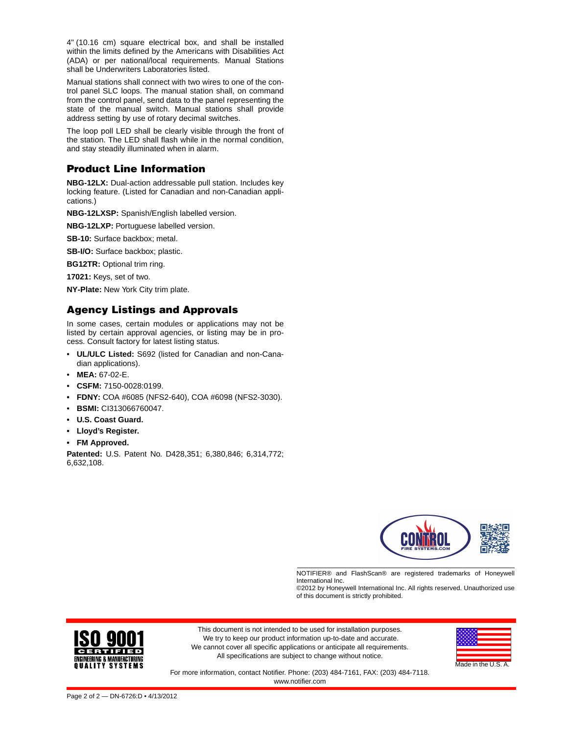4" (10.16 cm) square electrical box, and shall be installed within the limits defined by the Americans with Disabilities Act (ADA) or per national/local requirements. Manual Stations shall be Underwriters Laboratories listed.

Manual stations shall connect with two wires to one of the control panel SLC loops. The manual station shall, on command from the control panel, send data to the panel representing the state of the manual switch. Manual stations shall provide address setting by use of rotary decimal switches.

The loop poll LED shall be clearly visible through the front of the station. The LED shall flash while in the normal condition, and stay steadily illuminated when in alarm.

## Product Line Information

**NBG-12LX:** Dual-action addressable pull station. Includes key locking feature. (Listed for Canadian and non-Canadian applications.)

**NBG-12LXSP:** Spanish/English labelled version.

**NBG-12LXP:** Portuguese labelled version.

**SB-10:** Surface backbox; metal.

**SB-I/O:** Surface backbox; plastic.

**BG12TR:** Optional trim ring.

**17021:** Keys, set of two.

**NY-Plate:** New York City trim plate.

## Agency Listings and Approvals

In some cases, certain modules or applications may not be listed by certain approval agencies, or listing may be in process. Consult factory for latest listing status.

- **UL/ULC Listed:** S692 (listed for Canadian and non-Canadian applications).
- **MEA:** 67-02-E.
- **CSFM:** 7150-0028:0199.
- **FDNY:** COA #6085 (NFS2-640), COA #6098 (NFS2-3030).
- **BSMI:** CI313066760047.
- **U.S. Coast Guard.**
- **Lloyd's Register.**
- **FM Approved.**

**Patented:** U.S. Patent No. D428,351; 6,380,846; 6,314,772; 6,632,108.

NOTIFIER® and FlashScan® are registered trademarks of Honeywell International Inc.
©2012 by Honeywell International Inc. All rights reserved. Unauthorized use of this document is strictly prohibited.

This document is not intended to be used for installation purposes.
We try to keep our product information up-to-date and accurate.
We cannot cover all specific applications or anticipate all requirements.
All specifications are subject to change without notice.

Made in the U.S. A.

For more information, contact Notifier. Phone: (203) 484-7161, FAX: (203) 484-7118.
www.notifier.com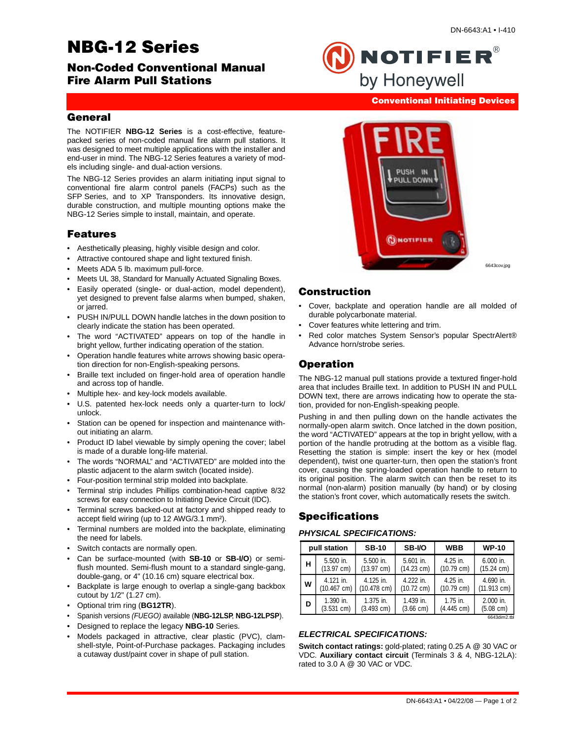# NBG-12 Series

## Non-Coded Conventional Manual Fire Alarm Pull Stations

**Conventional Initiating Devices**

## General

The NOTIFIER **NBG-12 Series** is a cost-effective, feature-packed series of non-coded manual fire alarm pull stations. It was designed to meet multiple applications with the installer and end-user in mind. The NBG-12 Series features a variety of models including single- and dual-action versions.

The NBG-12 Series provides an alarm initiating input signal to conventional fire alarm control panels (FACPs) such as the SFP Series, and to XP Transponders. Its innovative design, durable construction, and multiple mounting options make the NBG-12 Series simple to install, maintain, and operate.

## Features

- Aesthetically pleasing, highly visible design and color.
- Attractive contoured shape and light textured finish.
- Meets ADA 5 lb. maximum pull-force.
- Meets UL 38, Standard for Manually Actuated Signaling Boxes.
- Easily operated (single- or dual-action, model dependent), yet designed to prevent false alarms when bumped, shaken, or jarred.
- PUSH IN/PULL DOWN handle latches in the down position to clearly indicate the station has been operated.
- The word "ACTIVATED" appears on top of the handle in bright yellow, further indicating operation of the station.
- Operation handle features white arrows showing basic operation direction for non-English-speaking persons.
- Braille text included on finger-hold area of operation handle and across top of handle.
- Multiple hex- and key-lock models available.
- U.S. patented hex-lock needs only a quarter-turn to lock/unlock.
- Station can be opened for inspection and maintenance without initiating an alarm.
- Product ID label viewable by simply opening the cover; label is made of a durable long-life material.
- The words "NORMAL" and "ACTIVATED" are molded into the plastic adjacent to the alarm switch (located inside).
- Four-position terminal strip molded into backplate.
- Terminal strip includes Phillips combination-head captive 8/32 screws for easy connection to Initiating Device Circuit (IDC).
- Terminal screws backed-out at factory and shipped ready to accept field wiring (up to 12 AWG/3.1 mm²).
- Terminal numbers are molded into the backplate, eliminating the need for labels.
- Switch contacts are normally open.
- Can be surface-mounted (with **SB-10** or **SB-I/O**) or semi-flush mounted. Semi-flush mount to a standard single-gang, double-gang, or 4" (10.16 cm) square electrical box.
- Backplate is large enough to overlap a single-gang backbox cutout by 1/2" (1.27 cm).
- Optional trim ring (**BG12TR**).
- Spanish versions *(FUEGO)* available (**NBG-12LSP**, **NBG-12LPSP**).
- Designed to replace the legacy **NBG-10** Series.
- Models packaged in attractive, clear plastic (PVC), clamshell-style, Point-of-Purchase packages. Packaging includes a cutaway dust/paint cover in shape of pull station.

6643cov.jpg

## Construction

- Cover, backplate and operation handle are all molded of durable polycarbonate material.
- Cover features white lettering and trim.
- Red color matches System Sensor's popular SpectrAlert® Advance horn/strobe series.

## Operation

The NBG-12 manual pull stations provide a textured finger-hold area that includes Braille text. In addition to PUSH IN and PULL DOWN text, there are arrows indicating how to operate the station, provided for non-English-speaking people.

Pushing in and then pulling down on the handle activates the normally-open alarm switch. Once latched in the down position, the word "ACTIVATED" appears at the top in bright yellow, with a portion of the handle protruding at the bottom as a visible flag. Resetting the station is simple: insert the key or hex (model dependent), twist one quarter-turn, then open the station's front cover, causing the spring-loaded operation handle to return to its original position. The alarm switch can then be reset to its normal (non-alarm) position manually (by hand) or by closing the station's front cover, which automatically resets the switch.

## Specifications

### *PHYSICAL SPECIFICATIONS:*

| | pull station | SB-10 | SB-I/O | WBB | WP-10 |
|---|---|---|---|---|---|
| **H** | 5.500 in. (13.97 cm) | 5.500 in. (13.97 cm) | 5.601 in. (14.23 cm) | 4.25 in. (10.79 cm) | 6.000 in. (15.24 cm) |
| **W** | 4.121 in. (10.467 cm) | 4.125 in. (10.478 cm) | 4.222 in. (10.72 cm) | 4.25 in. (10.79 cm) | 4.690 in. (11.913 cm) |
| **D** | 1.390 in. (3.531 cm) | 1.375 in. (3.493 cm) | 1.439 in. (3.66 cm) | 1.75 in. (4.445 cm) | 2.000 in. (5.08 cm) |

6643dim2.tbl

### *ELECTRICAL SPECIFICATIONS:*

**Switch contact ratings:** gold-plated; rating 0.25 A @ 30 VAC or VDC. **Auxiliary contact circuit** (Terminals 3 & 4, NBG-12LA): rated to 3.0 A @ 30 VAC or VDC.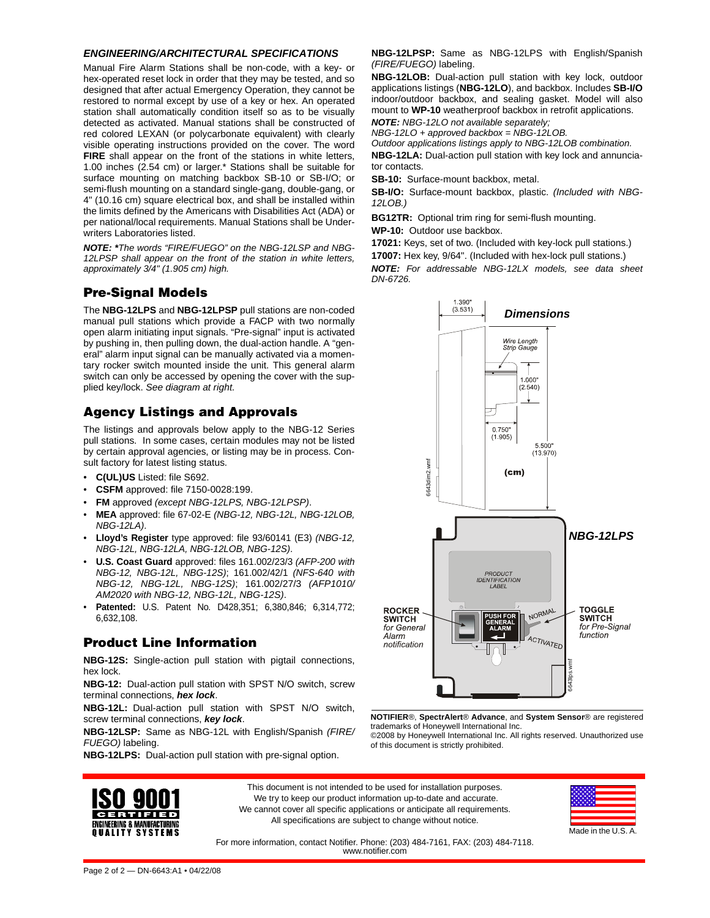#### *ENGINEERING/ARCHITECTURAL SPECIFICATIONS*

Manual Fire Alarm Stations shall be non-code, with a key- or hex-operated reset lock in order that they may be tested, and so designed that after actual Emergency Operation, they cannot be restored to normal except by use of a key or hex. An operated station shall automatically condition itself so as to be visually detected as activated. Manual stations shall be constructed of red colored LEXAN (or polycarbonate equivalent) with clearly visible operating instructions provided on the cover. The word **FIRE** shall appear on the front of the stations in white letters, 1.00 inches (2.54 cm) or larger.* Stations shall be suitable for surface mounting on matching backbox SB-10 or SB-I/O; or semi-flush mounting on a standard single-gang, double-gang, or 4" (10.16 cm) square electrical box, and shall be installed within the limits defined by the Americans with Disabilities Act (ADA) or per national/local requirements. Manual Stations shall be Underwriters Laboratories listed.

***NOTE: ****The words "FIRE/FUEGO" on the NBG-12LSP and NBG-12LPSP shall appear on the front of the station in white letters, approximately 3/4" (1.905 cm) high.*

## Pre-Signal Models

The **NBG-12LPS** and **NBG-12LPSP** pull stations are non-coded manual pull stations which provide a FACP with two normally open alarm initiating input signals. "Pre-signal" input is activated by pushing in, then pulling down, the dual-action handle. A "general" alarm input signal can be manually activated via a momentary rocker switch mounted inside the unit. This general alarm switch can only be accessed by opening the cover with the supplied key/lock. *See diagram at right.*

## Agency Listings and Approvals

The listings and approvals below apply to the NBG-12 Series pull stations. In some cases, certain modules may not be listed by certain approval agencies, or listing may be in process. Consult factory for latest listing status.

- **C(UL)US** Listed: file S692.
- **CSFM** approved: file 7150-0028:199.
- **FM** approved *(except NBG-12LPS, NBG-12LPSP)*.
- **MEA** approved: file 67-02-E *(NBG-12, NBG-12L, NBG-12LOB, NBG-12LA)*.
- **Lloyd's Register** type approved: file 93/60141 (E3) *(NBG-12, NBG-12L, NBG-12LA, NBG-12LOB, NBG-12S)*.
- **U.S. Coast Guard** approved: files 161.002/23/3 *(AFP-200 with NBG-12, NBG-12L, NBG-12S)*; 161.002/42/1 *(NFS-640 with NBG-12, NBG-12L, NBG-12S)*; 161.002/27/3 *(AFP1010/AM2020 with NBG-12, NBG-12L, NBG-12S)*.
- **Patented:** U.S. Patent No. D428,351; 6,380,846; 6,314,772; 6,632,108.

## Product Line Information

**NBG-12S:** Single-action pull station with pigtail connections, hex lock.

**NBG-12:** Dual-action pull station with SPST N/O switch, screw terminal connections, ***hex lock***.

**NBG-12L:** Dual-action pull station with SPST N/O switch, screw terminal connections, ***key lock***.

**NBG-12LSP:** Same as NBG-12L with English/Spanish *(FIRE/FUEGO)* labeling.

**NBG-12LPS:** Dual-action pull station with pre-signal option.

**NBG-12LPSP:** Same as NBG-12LPS with English/Spanish *(FIRE/FUEGO)* labeling.

**NBG-12LOB:** Dual-action pull station with key lock, outdoor applications listings (**NBG-12LO**), and backbox. Includes **SB-I/O** indoor/outdoor backbox, and sealing gasket. Model will also mount to **WP-10** weatherproof backbox in retrofit applications.

***NOTE:*** *NBG-12LO not available separately;*
*NBG-12LO + approved backbox = NBG-12LOB.*
*Outdoor applications listings apply to NBG-12LOB combination.*

**NBG-12LA:** Dual-action pull station with key lock and annunciator contacts.

**SB-10:** Surface-mount backbox, metal.

**SB-I/O:** Surface-mount backbox, plastic. *(Included with NBG-12LOB.)*

**BG12TR:** Optional trim ring for semi-flush mounting.

**WP-10:** Outdoor use backbox.

**17021:** Keys, set of two. (Included with key-lock pull stations.)

**17007:** Hex key, 9/64". (Included with hex-lock pull stations.)

***NOTE:*** *For addressable NBG-12LX models, see data sheet DN-6726.*

***Dimensions***

1.390" (3.531)

Wire Length Strip Gauge

1.000" (2.540)

0.750" (1.905)

5.500" (13.970)

(cm)

6643dim2.wmf

***NBG-12LPS***

PRODUCT IDENTIFICATION LABEL

**ROCKER SWITCH** *for General Alarm notification*

PUSH FOR GENERAL ALARM

NORMAL

ACTIVATED

**TOGGLE SWITCH** *for Pre-Signal function*

6643lps.wmf

**NOTIFIER**®, **SpectrAlert**® **Advance**, and **System Sensor**® are registered trademarks of Honeywell International Inc.
©2008 by Honeywell International Inc. All rights reserved. Unauthorized use of this document is strictly prohibited.

ISO 9001 CERTIFIED ENGINEERING & MANUFACTURING QUALITY SYSTEMS

This document is not intended to be used for installation purposes.
We try to keep our product information up-to-date and accurate.
We cannot cover all specific applications or anticipate all requirements.
All specifications are subject to change without notice.

Made in the U.S. A.

For more information, contact Notifier. Phone: (203) 484-7161, FAX: (203) 484-7118.
www.notifier.com